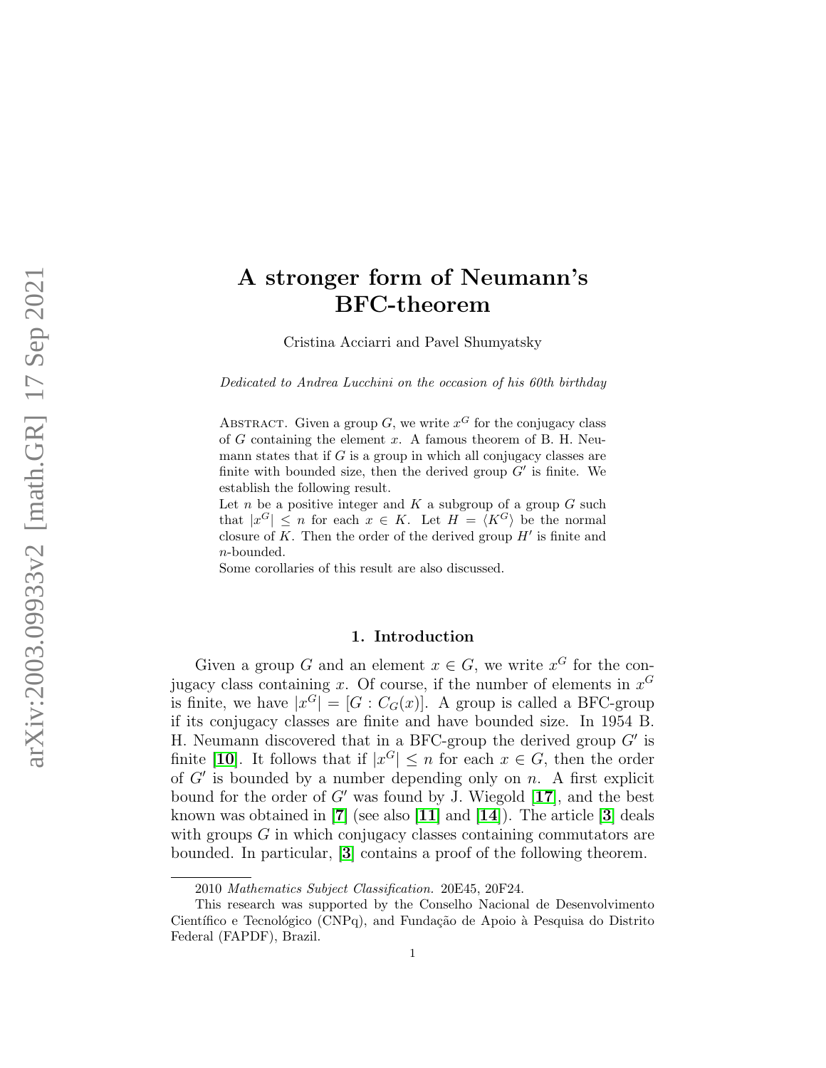# A stronger form of Neumann's BFC-theorem

Cristina Acciarri and Pavel Shumyatsky

*Dedicated to Andrea Lucchini on the occasion of his 60th birthday*

Abstract. Given a group $G$, we write $x^G$ for the conjugacy class of $G$ containing the element $x$. A famous theorem of B. H. Neumann states that if $G$ is a group in which all conjugacy classes are finite with bounded size, then the derived group $G'$ is finite. We establish the following result.

Let $n$ be a positive integer and $K$ a subgroup of a group $G$ such that $|x^G| \leq n$ for each $x \in K$. Let $H = \langle K^G \rangle$ be the normal closure of $K$. Then the order of the derived group $H'$ is finite and $n$-bounded.

Some corollaries of this result are also discussed.

## 1. Introduction

Given a group $G$ and an element $x \in G$, we write $x^G$ for the conjugacy class containing $x$. Of course, if the number of elements in $x^G$ is finite, we have $|x^G| = [G : C_G(x)]$. A group is called a BFC-group if its conjugacy classes are finite and have bounded size. In 1954 B. H. Neumann discovered that in a BFC-group the derived group $G'$ is finite [10]. It follows that if $|x^G| \leq n$ for each $x \in G$, then the order of $G'$ is bounded by a number depending only on $n$. A first explicit bound for the order of $G'$ was found by J. Wiegold [17], and the best known was obtained in [7] (see also [11] and [14]). The article [3] deals with groups $G$ in which conjugacy classes containing commutators are bounded. In particular, [3] contains a proof of the following theorem.

2010 *Mathematics Subject Classification.* 20E45, 20F24.

This research was supported by the Conselho Nacional de Desenvolvimento Científico e Tecnológico (CNPq), and Fundação de Apoio à Pesquisa do Distrito Federal (FAPDF), Brazil.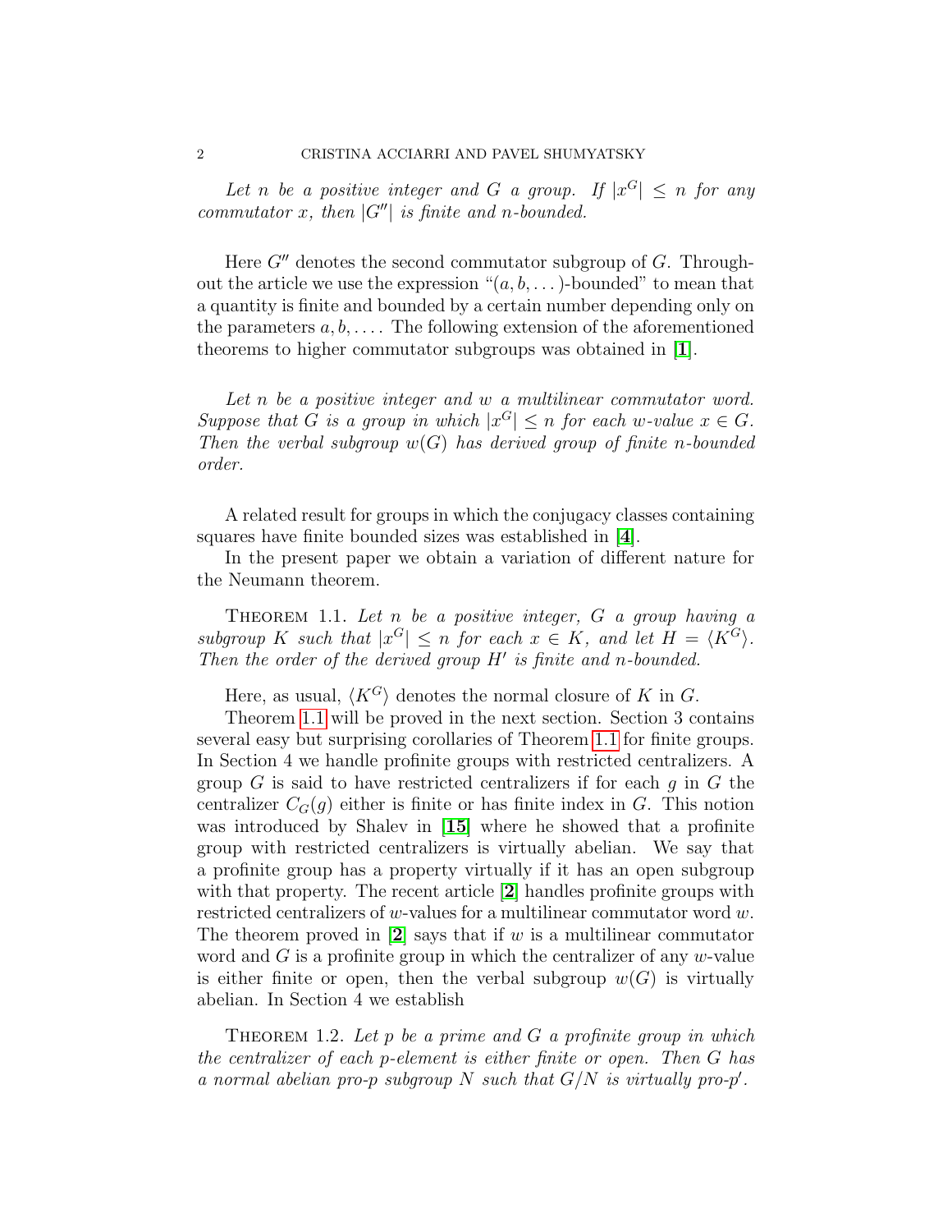*Let $n$ be a positive integer and $G$ a group. If $|x^G| \leq n$ for any commutator $x$, then $|G''|$ is finite and $n$-bounded.*

Here $G''$ denotes the second commutator subgroup of $G$. Throughout the article we use the expression "$(a, b, \dots)$-bounded" to mean that a quantity is finite and bounded by a certain number depending only on the parameters $a, b, \dots$. The following extension of the aforementioned theorems to higher commutator subgroups was obtained in [1].

*Let $n$ be a positive integer and $w$ a multilinear commutator word. Suppose that $G$ is a group in which $|x^G| \leq n$ for each $w$-value $x \in G$. Then the verbal subgroup $w(G)$ has derived group of finite $n$-bounded order.*

A related result for groups in which the conjugacy classes containing squares have finite bounded sizes was established in [4].

In the present paper we obtain a variation of different nature for the Neumann theorem.

Theorem 1.1. *Let $n$ be a positive integer, $G$ a group having a subgroup $K$ such that $|x^G| \leq n$ for each $x \in K$, and let $H = \langle K^G \rangle$. Then the order of the derived group $H'$ is finite and $n$-bounded.*

Here, as usual, $\langle K^G \rangle$ denotes the normal closure of $K$ in $G$.

Theorem 1.1 will be proved in the next section. Section 3 contains several easy but surprising corollaries of Theorem 1.1 for finite groups. In Section 4 we handle profinite groups with restricted centralizers. A group $G$ is said to have restricted centralizers if for each $g$ in $G$ the centralizer $C_G(g)$ either is finite or has finite index in $G$. This notion was introduced by Shalev in [15] where he showed that a profinite group with restricted centralizers is virtually abelian. We say that a profinite group has a property virtually if it has an open subgroup with that property. The recent article [2] handles profinite groups with restricted centralizers of $w$-values for a multilinear commutator word $w$. The theorem proved in [2] says that if $w$ is a multilinear commutator word and $G$ is a profinite group in which the centralizer of any $w$-value is either finite or open, then the verbal subgroup $w(G)$ is virtually abelian. In Section 4 we establish

Theorem 1.2. *Let $p$ be a prime and $G$ a profinite group in which the centralizer of each $p$-element is either finite or open. Then $G$ has a normal abelian pro-$p$ subgroup $N$ such that $G/N$ is virtually pro-$p'$.*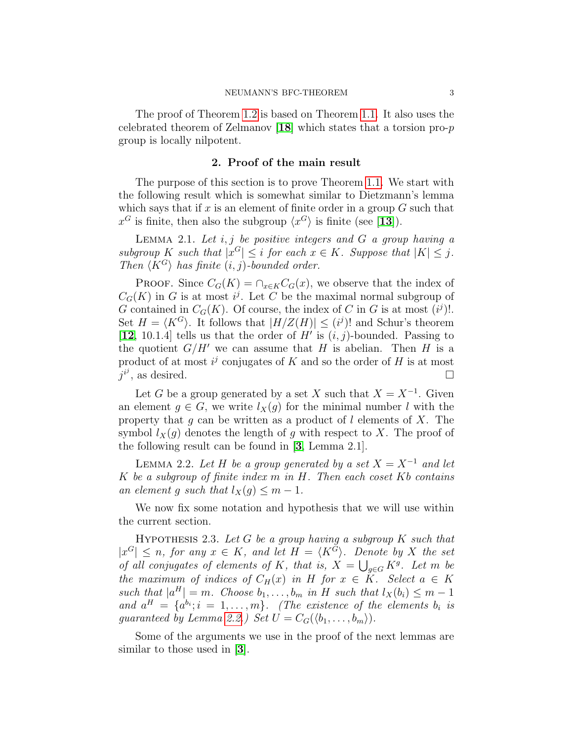The proof of Theorem 1.2 is based on Theorem 1.1. It also uses the celebrated theorem of Zelmanov [**18**] which states that a torsion pro-$p$ group is locally nilpotent.

## 2. Proof of the main result

The purpose of this section is to prove Theorem 1.1. We start with the following result which is somewhat similar to Dietzmann's lemma which says that if $x$ is an element of finite order in a group $G$ such that $x^G$ is finite, then also the subgroup $\langle x^G \rangle$ is finite (see [**13**]).

Lemma 2.1. *Let $i, j$ be positive integers and $G$ a group having a subgroup $K$ such that $|x^G| \leq i$ for each $x \in K$. Suppose that $|K| \leq j$. Then $\langle K^G \rangle$ has finite $(i, j)$-bounded order.*

Proof. Since $C_G(K) = \cap_{x \in K} C_G(x)$, we observe that the index of $C_G(K)$ in $G$ is at most $i^j$. Let $C$ be the maximal normal subgroup of $G$ contained in $C_G(K)$. Of course, the index of $C$ in $G$ is at most $(i^j)!$. Set $H = \langle K^G \rangle$. It follows that $|H/Z(H)| \leq (i^j)!$ and Schur's theorem [**12**, 10.1.4] tells us that the order of $H'$ is $(i, j)$-bounded. Passing to the quotient $G/H'$ we can assume that $H$ is abelian. Then $H$ is a product of at most $i^j$ conjugates of $K$ and so the order of $H$ is at most $j^{i^j}$, as desired. □

Let $G$ be a group generated by a set $X$ such that $X = X^{-1}$. Given an element $g \in G$, we write $l_X(g)$ for the minimal number $l$ with the property that $g$ can be written as a product of $l$ elements of $X$. The symbol $l_X(g)$ denotes the length of $g$ with respect to $X$. The proof of the following result can be found in [**3**, Lemma 2.1].

Lemma 2.2. *Let $H$ be a group generated by a set $X = X^{-1}$ and let $K$ be a subgroup of finite index $m$ in $H$. Then each coset $Kb$ contains an element $g$ such that $l_X(g) \leq m - 1$.*

We now fix some notation and hypothesis that we will use within the current section.

Hypothesis 2.3. *Let $G$ be a group having a subgroup $K$ such that $|x^G| \leq n$, for any $x \in K$, and let $H = \langle K^G \rangle$. Denote by $X$ the set of all conjugates of elements of $K$, that is, $X = \bigcup_{g \in G} K^g$. Let $m$ be the maximum of indices of $C_H(x)$ in $H$ for $x \in K$. Select $a \in K$ such that $|a^H| = m$. Choose $b_1, \ldots, b_m$ in $H$ such that $l_X(b_i) \leq m - 1$ and $a^H = \{a^{b_i}; i = 1, \ldots, m\}$. (The existence of the elements $b_i$ is guaranteed by Lemma 2.2.) Set $U = C_G(\langle b_1, \ldots, b_m \rangle)$.*

Some of the arguments we use in the proof of the next lemmas are similar to those used in [**3**].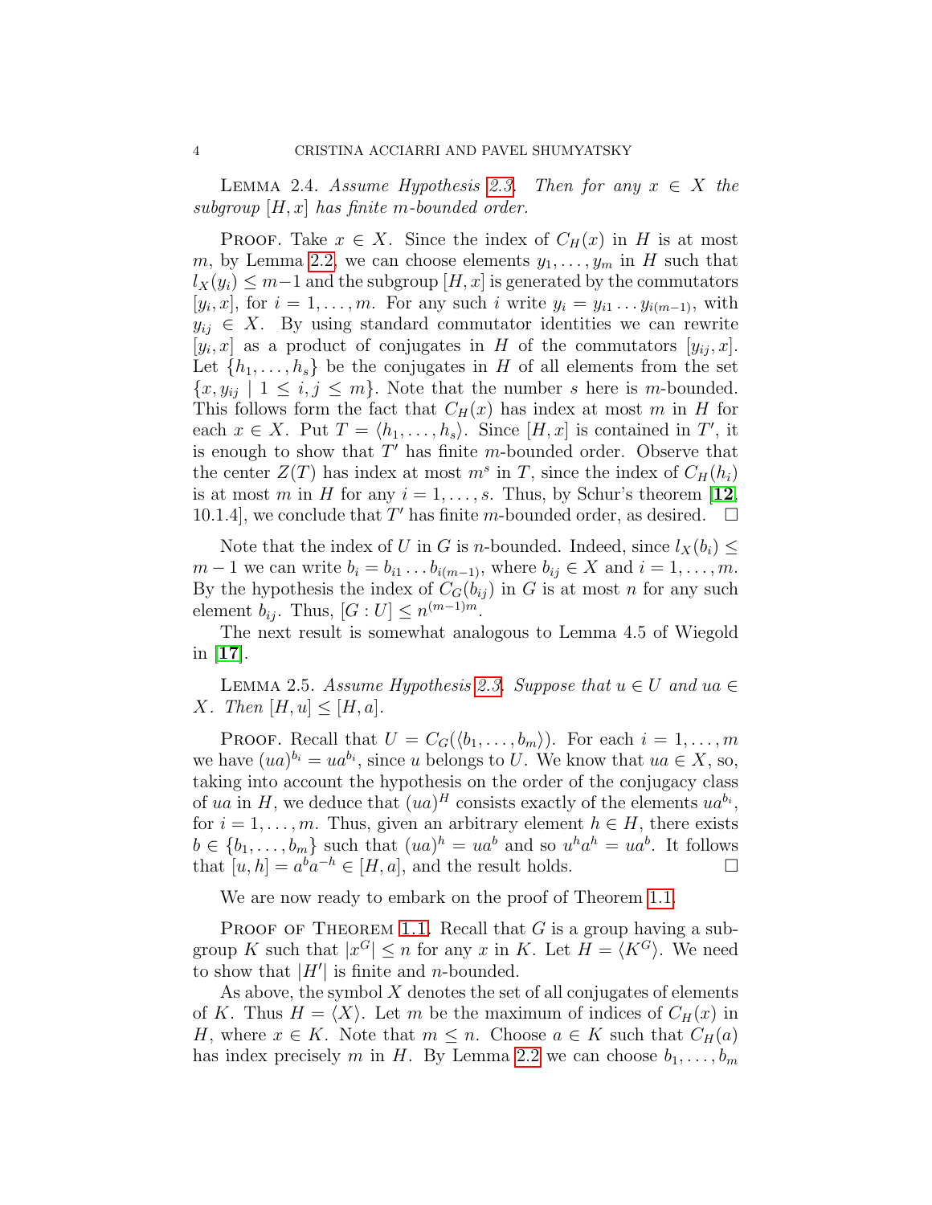**Lemma 2.4.** *Assume Hypothesis 2.3. Then for any $x \in X$ the subgroup $[H, x]$ has finite $m$-bounded order.*

**Proof.** Take $x \in X$. Since the index of $C_H(x)$ in $H$ is at most $m$, by Lemma 2.2, we can choose elements $y_1, \ldots, y_m$ in $H$ such that $l_X(y_i) \leq m-1$ and the subgroup $[H, x]$ is generated by the commutators $[y_i, x]$, for $i = 1, \ldots, m$. For any such $i$ write $y_i = y_{i1} \ldots y_{i(m-1)}$, with $y_{ij} \in X$. By using standard commutator identities we can rewrite $[y_i, x]$ as a product of conjugates in $H$ of the commutators $[y_{ij}, x]$. Let $\{h_1, \ldots, h_s\}$ be the conjugates in $H$ of all elements from the set $\{x, y_{ij} \mid 1 \leq i, j \leq m\}$. Note that the number $s$ here is $m$-bounded. This follows form the fact that $C_H(x)$ has index at most $m$ in $H$ for each $x \in X$. Put $T = \langle h_1, \ldots, h_s \rangle$. Since $[H, x]$ is contained in $T'$, it is enough to show that $T'$ has finite $m$-bounded order. Observe that the center $Z(T)$ has index at most $m^s$ in $T$, since the index of $C_H(h_i)$ is at most $m$ in $H$ for any $i = 1, \ldots, s$. Thus, by Schur's theorem [**12**, 10.1.4], we conclude that $T'$ has finite $m$-bounded order, as desired. $\square$

Note that the index of $U$ in $G$ is $n$-bounded. Indeed, since $l_X(b_i) \leq m - 1$ we can write $b_i = b_{i1} \ldots b_{i(m-1)}$, where $b_{ij} \in X$ and $i = 1, \ldots, m$. By the hypothesis the index of $C_G(b_{ij})$ in $G$ is at most $n$ for any such element $b_{ij}$. Thus, $[G : U] \leq n^{(m-1)m}$.

The next result is somewhat analogous to Lemma 4.5 of Wiegold in [**17**].

**Lemma 2.5.** *Assume Hypothesis 2.3. Suppose that $u \in U$ and $ua \in X$. Then $[H, u] \leq [H, a]$.*

**Proof.** Recall that $U = C_G(\langle b_1, \ldots, b_m \rangle)$. For each $i = 1, \ldots, m$ we have $(ua)^{b_i} = ua^{b_i}$, since $u$ belongs to $U$. We know that $ua \in X$, so, taking into account the hypothesis on the order of the conjugacy class of $ua$ in $H$, we deduce that $(ua)^H$ consists exactly of the elements $ua^{b_i}$, for $i = 1, \ldots, m$. Thus, given an arbitrary element $h \in H$, there exists $b \in \{b_1, \ldots, b_m\}$ such that $(ua)^h = ua^b$ and so $u^h a^h = ua^b$. It follows that $[u, h] = a^b a^{-h} \in [H, a]$, and the result holds. $\square$

We are now ready to embark on the proof of Theorem 1.1.

**Proof of Theorem 1.1.** Recall that $G$ is a group having a subgroup $K$ such that $|x^G| \leq n$ for any $x$ in $K$. Let $H = \langle K^G \rangle$. We need to show that $|H'|$ is finite and $n$-bounded.

As above, the symbol $X$ denotes the set of all conjugates of elements of $K$. Thus $H = \langle X \rangle$. Let $m$ be the maximum of indices of $C_H(x)$ in $H$, where $x \in K$. Note that $m \leq n$. Choose $a \in K$ such that $C_H(a)$ has index precisely $m$ in $H$. By Lemma 2.2 we can choose $b_1, \ldots, b_m$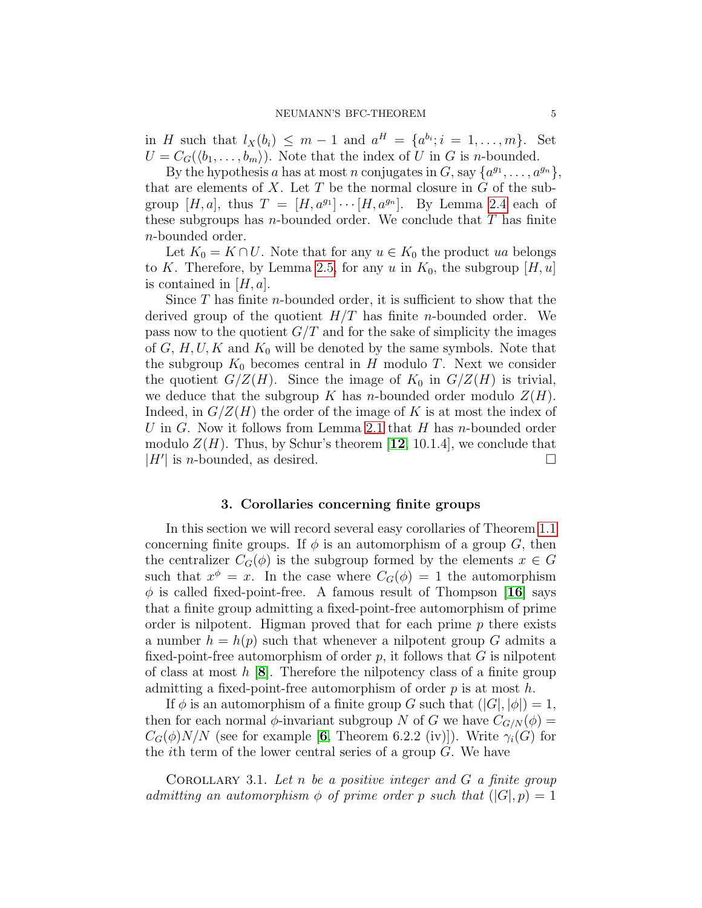in $H$ such that $l_X(b_i) \leq m-1$ and $a^H = \{a^{b_i}; i = 1, \ldots, m\}$. Set $U = C_G(\langle b_1, \ldots, b_m \rangle)$. Note that the index of $U$ in $G$ is $n$-bounded.

By the hypothesis $a$ has at most $n$ conjugates in $G$, say $\{a^{g_1}, \ldots, a^{g_n}\}$, that are elements of $X$. Let $T$ be the normal closure in $G$ of the subgroup $[H, a]$, thus $T = [H, a^{g_1}] \cdots [H, a^{g_n}]$. By Lemma 2.4 each of these subgroups has $n$-bounded order. We conclude that $T$ has finite $n$-bounded order.

Let $K_0 = K \cap U$. Note that for any $u \in K_0$ the product $ua$ belongs to $K$. Therefore, by Lemma 2.5, for any $u$ in $K_0$, the subgroup $[H, u]$ is contained in $[H, a]$.

Since $T$ has finite $n$-bounded order, it is sufficient to show that the derived group of the quotient $H/T$ has finite $n$-bounded order. We pass now to the quotient $G/T$ and for the sake of simplicity the images of $G$, $H, U, K$ and $K_0$ will be denoted by the same symbols. Note that the subgroup $K_0$ becomes central in $H$ modulo $T$. Next we consider the quotient $G/Z(H)$. Since the image of $K_0$ in $G/Z(H)$ is trivial, we deduce that the subgroup $K$ has $n$-bounded order modulo $Z(H)$. Indeed, in $G/Z(H)$ the order of the image of $K$ is at most the index of $U$ in $G$. Now it follows from Lemma 2.1 that $H$ has $n$-bounded order modulo $Z(H)$. Thus, by Schur's theorem [**12**, 10.1.4], we conclude that $|H'|$ is $n$-bounded, as desired. $\square$

## 3. Corollaries concerning finite groups

In this section we will record several easy corollaries of Theorem 1.1 concerning finite groups. If $\phi$ is an automorphism of a group $G$, then the centralizer $C_G(\phi)$ is the subgroup formed by the elements $x \in G$ such that $x^\phi = x$. In the case where $C_G(\phi) = 1$ the automorphism $\phi$ is called fixed-point-free. A famous result of Thompson [**16**] says that a finite group admitting a fixed-point-free automorphism of prime order is nilpotent. Higman proved that for each prime $p$ there exists a number $h = h(p)$ such that whenever a nilpotent group $G$ admits a fixed-point-free automorphism of order $p$, it follows that $G$ is nilpotent of class at most $h$ [**8**]. Therefore the nilpotency class of a finite group admitting a fixed-point-free automorphism of order $p$ is at most $h$.

If $\phi$ is an automorphism of a finite group $G$ such that $(|G|, |\phi|) = 1$, then for each normal $\phi$-invariant subgroup $N$ of $G$ we have $C_{G/N}(\phi) = C_G(\phi)N/N$ (see for example [**6**, Theorem 6.2.2 (iv)]). Write $\gamma_i(G)$ for the $i$th term of the lower central series of a group $G$. We have

Corollary 3.1. *Let $n$ be a positive integer and $G$ a finite group admitting an automorphism $\phi$ of prime order $p$ such that $(|G|, p) = 1$*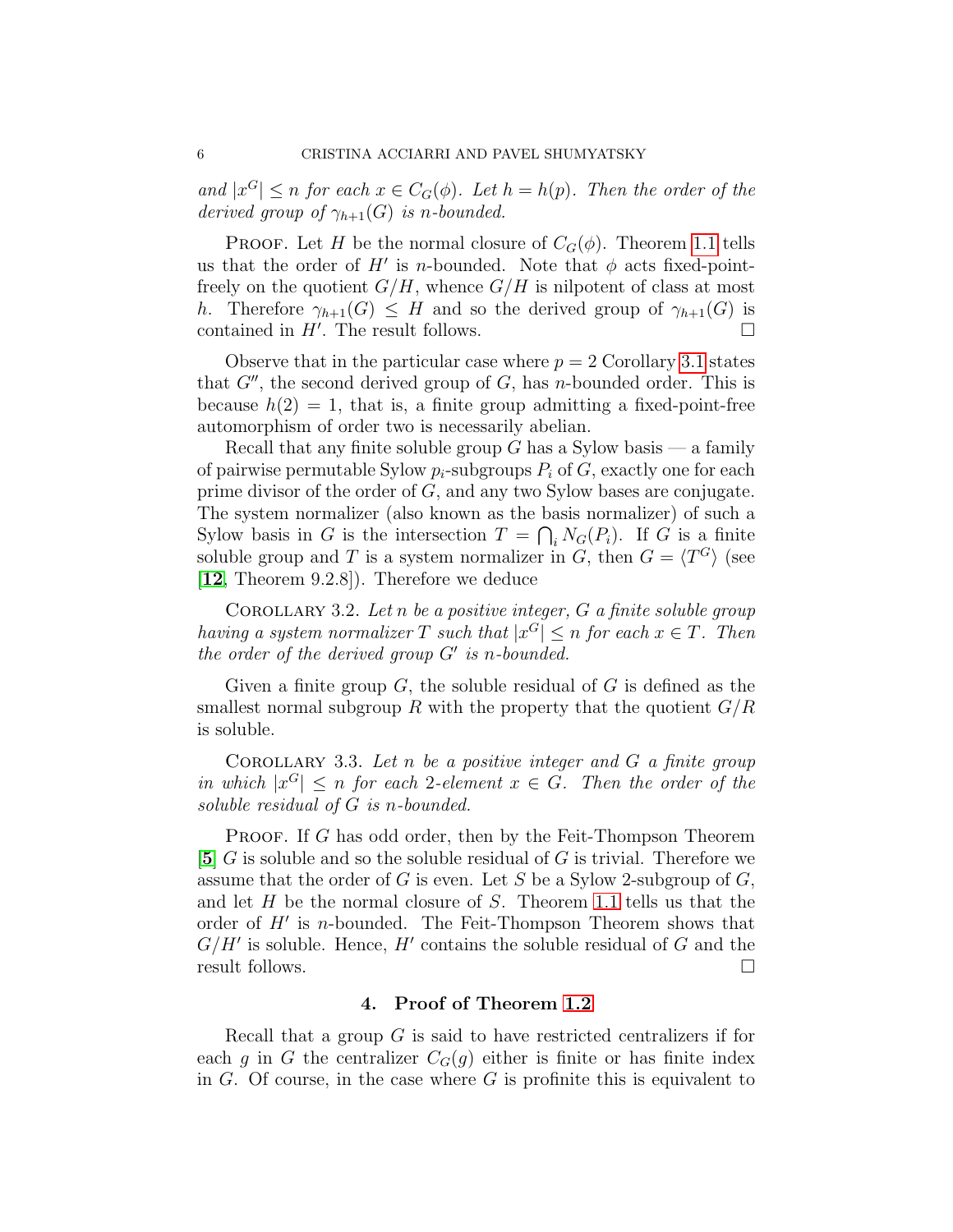*and $|x^G| \leq n$ for each $x \in C_G(\phi)$. Let $h = h(p)$. Then the order of the derived group of $\gamma_{h+1}(G)$ is $n$-bounded.*

Proof. Let $H$ be the normal closure of $C_G(\phi)$. Theorem 1.1 tells us that the order of $H'$ is $n$-bounded. Note that $\phi$ acts fixed-point-freely on the quotient $G/H$, whence $G/H$ is nilpotent of class at most $h$. Therefore $\gamma_{h+1}(G) \leq H$ and so the derived group of $\gamma_{h+1}(G)$ is contained in $H'$. The result follows. □

Observe that in the particular case where $p = 2$ Corollary 3.1 states that $G''$, the second derived group of $G$, has $n$-bounded order. This is because $h(2) = 1$, that is, a finite group admitting a fixed-point-free automorphism of order two is necessarily abelian.

Recall that any finite soluble group $G$ has a Sylow basis — a family of pairwise permutable Sylow $p_i$-subgroups $P_i$ of $G$, exactly one for each prime divisor of the order of $G$, and any two Sylow bases are conjugate. The system normalizer (also known as the basis normalizer) of such a Sylow basis in $G$ is the intersection $T = \bigcap_i N_G(P_i)$. If $G$ is a finite soluble group and $T$ is a system normalizer in $G$, then $G = \langle T^G \rangle$ (see [**12**, Theorem 9.2.8]). Therefore we deduce

Corollary 3.2. *Let $n$ be a positive integer, $G$ a finite soluble group having a system normalizer $T$ such that $|x^G| \leq n$ for each $x \in T$. Then the order of the derived group $G'$ is $n$-bounded.*

Given a finite group $G$, the soluble residual of $G$ is defined as the smallest normal subgroup $R$ with the property that the quotient $G/R$ is soluble.

Corollary 3.3. *Let $n$ be a positive integer and $G$ a finite group in which $|x^G| \leq n$ for each 2-element $x \in G$. Then the order of the soluble residual of $G$ is $n$-bounded.*

Proof. If $G$ has odd order, then by the Feit-Thompson Theorem [**5**] $G$ is soluble and so the soluble residual of $G$ is trivial. Therefore we assume that the order of $G$ is even. Let $S$ be a Sylow 2-subgroup of $G$, and let $H$ be the normal closure of $S$. Theorem 1.1 tells us that the order of $H'$ is $n$-bounded. The Feit-Thompson Theorem shows that $G/H'$ is soluble. Hence, $H'$ contains the soluble residual of $G$ and the result follows. □

## 4. Proof of Theorem 1.2

Recall that a group $G$ is said to have restricted centralizers if for each $g$ in $G$ the centralizer $C_G(g)$ either is finite or has finite index in $G$. Of course, in the case where $G$ is profinite this is equivalent to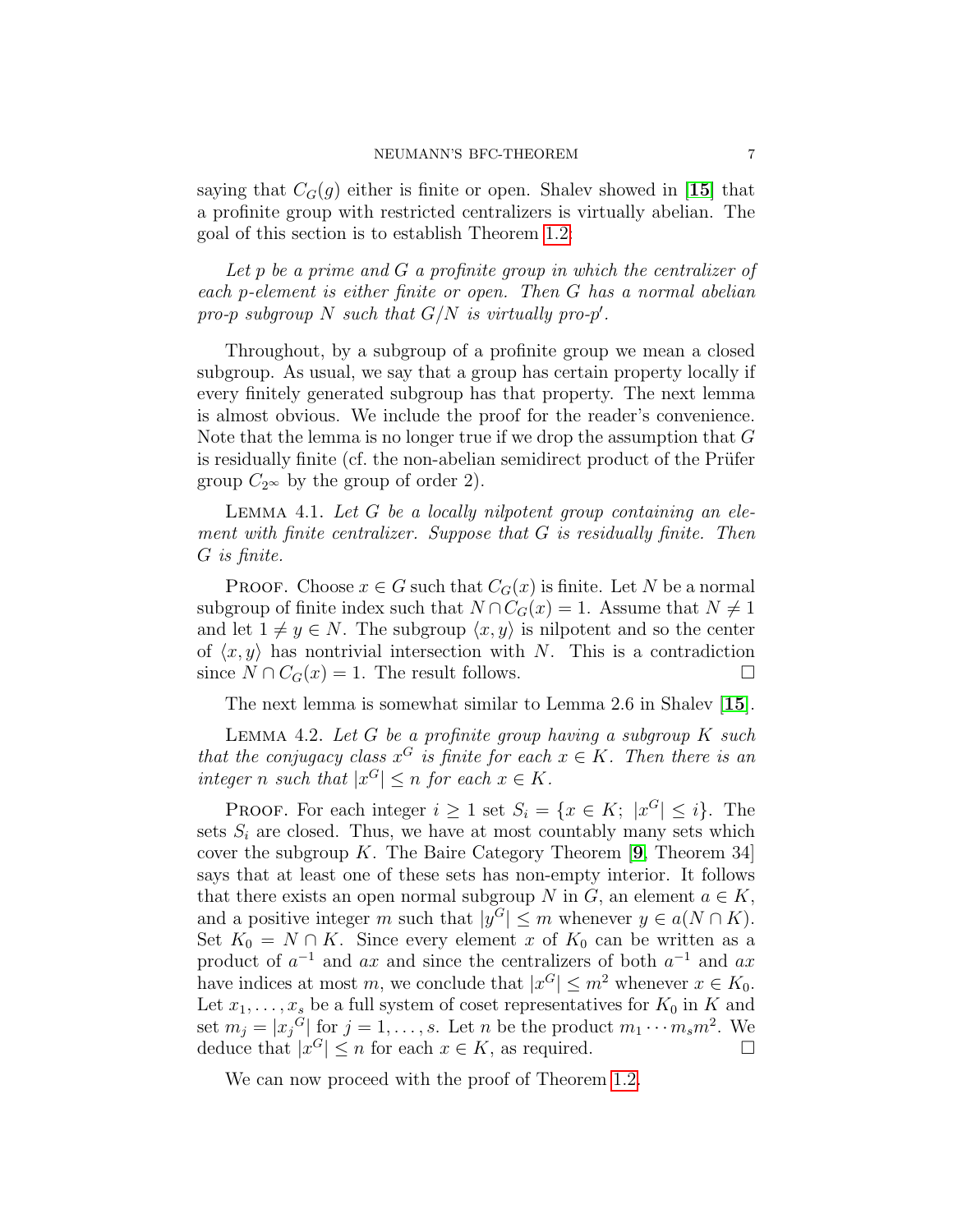saying that $C_G(g)$ either is finite or open. Shalev showed in [15] that a profinite group with restricted centralizers is virtually abelian. The goal of this section is to establish Theorem 1.2:

*Let $p$ be a prime and $G$ a profinite group in which the centralizer of each $p$-element is either finite or open. Then $G$ has a normal abelian pro-$p$ subgroup $N$ such that $G/N$ is virtually pro-$p'$.*

Throughout, by a subgroup of a profinite group we mean a closed subgroup. As usual, we say that a group has certain property locally if every finitely generated subgroup has that property. The next lemma is almost obvious. We include the proof for the reader's convenience. Note that the lemma is no longer true if we drop the assumption that $G$ is residually finite (cf. the non-abelian semidirect product of the Prüfer group $C_{2^\infty}$ by the group of order 2).

Lemma 4.1. *Let $G$ be a locally nilpotent group containing an element with finite centralizer. Suppose that $G$ is residually finite. Then $G$ is finite.*

Proof. Choose $x \in G$ such that $C_G(x)$ is finite. Let $N$ be a normal subgroup of finite index such that $N \cap C_G(x) = 1$. Assume that $N \neq 1$ and let $1 \neq y \in N$. The subgroup $\langle x, y \rangle$ is nilpotent and so the center of $\langle x, y \rangle$ has nontrivial intersection with $N$. This is a contradiction since $N \cap C_G(x) = 1$. The result follows. □

The next lemma is somewhat similar to Lemma 2.6 in Shalev [15].

Lemma 4.2. *Let $G$ be a profinite group having a subgroup $K$ such that the conjugacy class $x^G$ is finite for each $x \in K$. Then there is an integer $n$ such that $|x^G| \leq n$ for each $x \in K$.*

Proof. For each integer $i \geq 1$ set $S_i = \{x \in K;\ |x^G| \leq i\}$. The sets $S_i$ are closed. Thus, we have at most countably many sets which cover the subgroup $K$. The Baire Category Theorem [9, Theorem 34] says that at least one of these sets has non-empty interior. It follows that there exists an open normal subgroup $N$ in $G$, an element $a \in K$, and a positive integer $m$ such that $|y^G| \leq m$ whenever $y \in a(N \cap K)$. Set $K_0 = N \cap K$. Since every element $x$ of $K_0$ can be written as a product of $a^{-1}$ and $ax$ and since the centralizers of both $a^{-1}$ and $ax$ have indices at most $m$, we conclude that $|x^G| \leq m^2$ whenever $x \in K_0$. Let $x_1, \dots, x_s$ be a full system of coset representatives for $K_0$ in $K$ and set $m_j = |{x_j}^G|$ for $j = 1, \dots, s$. Let $n$ be the product $m_1 \cdots m_s m^2$. We deduce that $|x^G| \leq n$ for each $x \in K$, as required. □

We can now proceed with the proof of Theorem 1.2.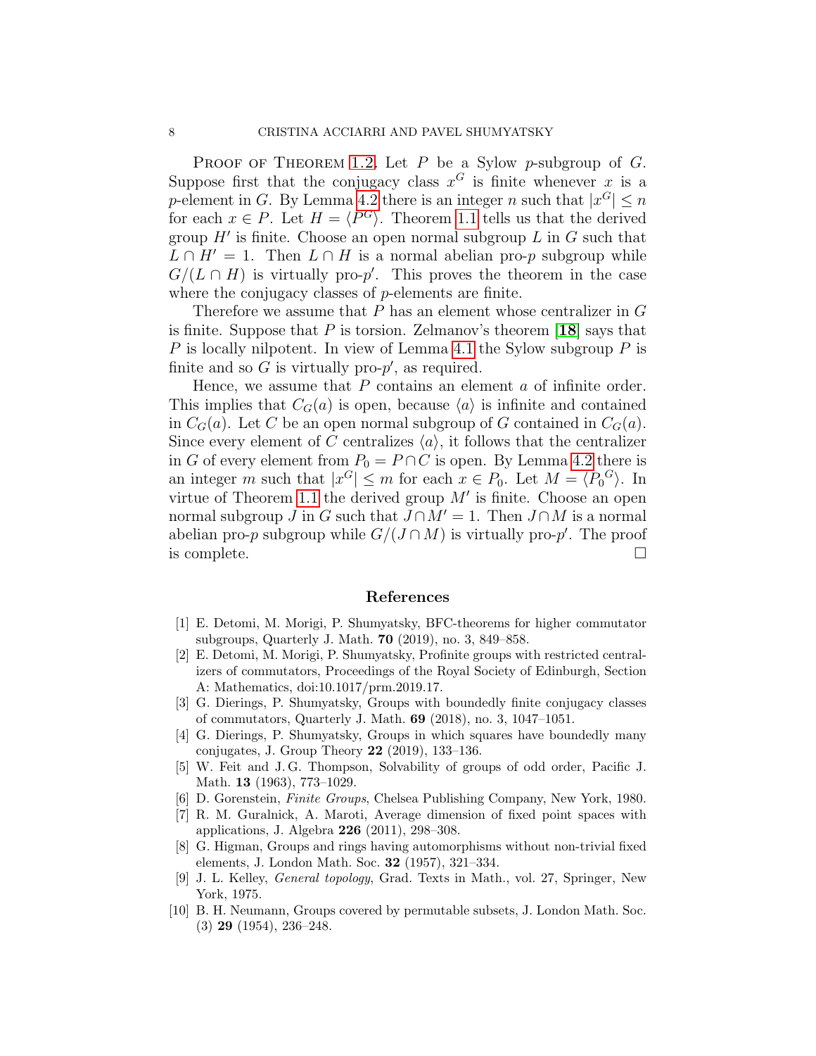Proof of Theorem 1.2. Let $P$ be a Sylow $p$-subgroup of $G$. Suppose first that the conjugacy class $x^G$ is finite whenever $x$ is a $p$-element in $G$. By Lemma 4.2 there is an integer $n$ such that $|x^G| \leq n$ for each $x \in P$. Let $H = \langle P^G \rangle$. Theorem 1.1 tells us that the derived group $H'$ is finite. Choose an open normal subgroup $L$ in $G$ such that $L \cap H' = 1$. Then $L \cap H$ is a normal abelian pro-$p$ subgroup while $G/(L \cap H)$ is virtually pro-$p'$. This proves the theorem in the case where the conjugacy classes of $p$-elements are finite.

Therefore we assume that $P$ has an element whose centralizer in $G$ is finite. Suppose that $P$ is torsion. Zelmanov's theorem [**18**] says that $P$ is locally nilpotent. In view of Lemma 4.1 the Sylow subgroup $P$ is finite and so $G$ is virtually pro-$p'$, as required.

Hence, we assume that $P$ contains an element $a$ of infinite order. This implies that $C_G(a)$ is open, because $\langle a \rangle$ is infinite and contained in $C_G(a)$. Let $C$ be an open normal subgroup of $G$ contained in $C_G(a)$. Since every element of $C$ centralizes $\langle a \rangle$, it follows that the centralizer in $G$ of every element from $P_0 = P \cap C$ is open. By Lemma 4.2 there is an integer $m$ such that $|x^G| \leq m$ for each $x \in P_0$. Let $M = \langle {P_0}^G \rangle$. In virtue of Theorem 1.1 the derived group $M'$ is finite. Choose an open normal subgroup $J$ in $G$ such that $J \cap M' = 1$. Then $J \cap M$ is a normal abelian pro-$p$ subgroup while $G/(J \cap M)$ is virtually pro-$p'$. The proof is complete. □

## References

[1] E. Detomi, M. Morigi, P. Shumyatsky, BFC-theorems for higher commutator subgroups, Quarterly J. Math. **70** (2019), no. 3, 849–858.

[2] E. Detomi, M. Morigi, P. Shumyatsky, Profinite groups with restricted centralizers of commutators, Proceedings of the Royal Society of Edinburgh, Section A: Mathematics, doi:10.1017/prm.2019.17.

[3] G. Dierings, P. Shumyatsky, Groups with boundedly finite conjugacy classes of commutators, Quarterly J. Math. **69** (2018), no. 3, 1047–1051.

[4] G. Dierings, P. Shumyatsky, Groups in which squares have boundedly many conjugates, J. Group Theory **22** (2019), 133–136.

[5] W. Feit and J. G. Thompson, Solvability of groups of odd order, Pacific J. Math. **13** (1963), 773–1029.

[6] D. Gorenstein, *Finite Groups*, Chelsea Publishing Company, New York, 1980.

[7] R. M. Guralnick, A. Maroti, Average dimension of fixed point spaces with applications, J. Algebra **226** (2011), 298–308.

[8] G. Higman, Groups and rings having automorphisms without non-trivial fixed elements, J. London Math. Soc. **32** (1957), 321–334.

[9] J. L. Kelley, *General topology*, Grad. Texts in Math., vol. 27, Springer, New York, 1975.

[10] B. H. Neumann, Groups covered by permutable subsets, J. London Math. Soc. (3) **29** (1954), 236–248.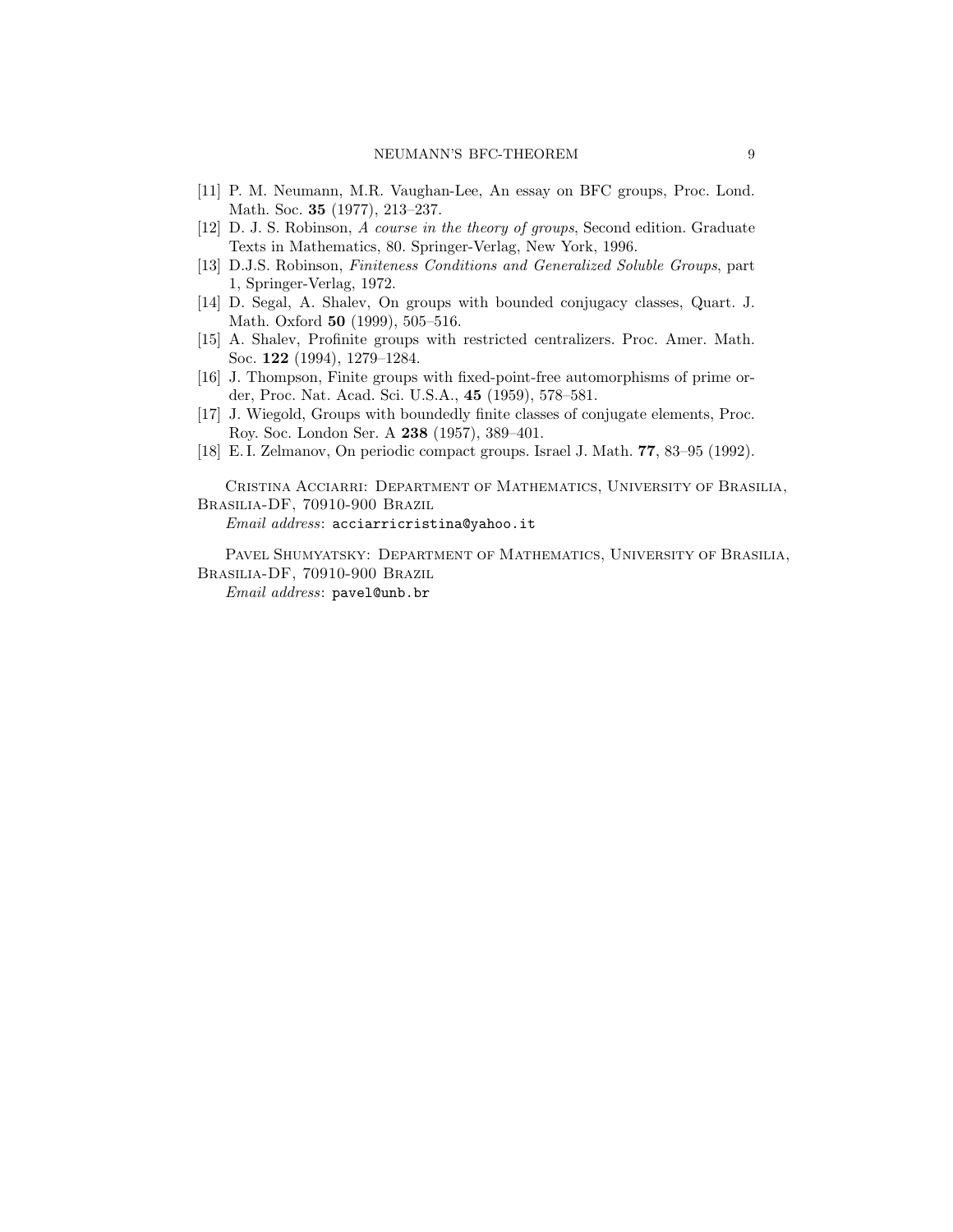[11] P. M. Neumann, M.R. Vaughan-Lee, An essay on BFC groups, Proc. Lond. Math. Soc. **35** (1977), 213–237.

[12] D. J. S. Robinson, *A course in the theory of groups*, Second edition. Graduate Texts in Mathematics, 80. Springer-Verlag, New York, 1996.

[13] D.J.S. Robinson, *Finiteness Conditions and Generalized Soluble Groups*, part 1, Springer-Verlag, 1972.

[14] D. Segal, A. Shalev, On groups with bounded conjugacy classes, Quart. J. Math. Oxford **50** (1999), 505–516.

[15] A. Shalev, Profinite groups with restricted centralizers. Proc. Amer. Math. Soc. **122** (1994), 1279–1284.

[16] J. Thompson, Finite groups with fixed-point-free automorphisms of prime order, Proc. Nat. Acad. Sci. U.S.A., **45** (1959), 578–581.

[17] J. Wiegold, Groups with boundedly finite classes of conjugate elements, Proc. Roy. Soc. London Ser. A **238** (1957), 389–401.

[18] E. I. Zelmanov, On periodic compact groups. Israel J. Math. **77**, 83–95 (1992).

Cristina Acciarri: Department of Mathematics, University of Brasilia, Brasilia-DF, 70910-900 Brazil

*Email address*: `acciarricristina@yahoo.it`

Pavel Shumyatsky: Department of Mathematics, University of Brasilia, Brasilia-DF, 70910-900 Brazil

*Email address*: `pavel@unb.br`